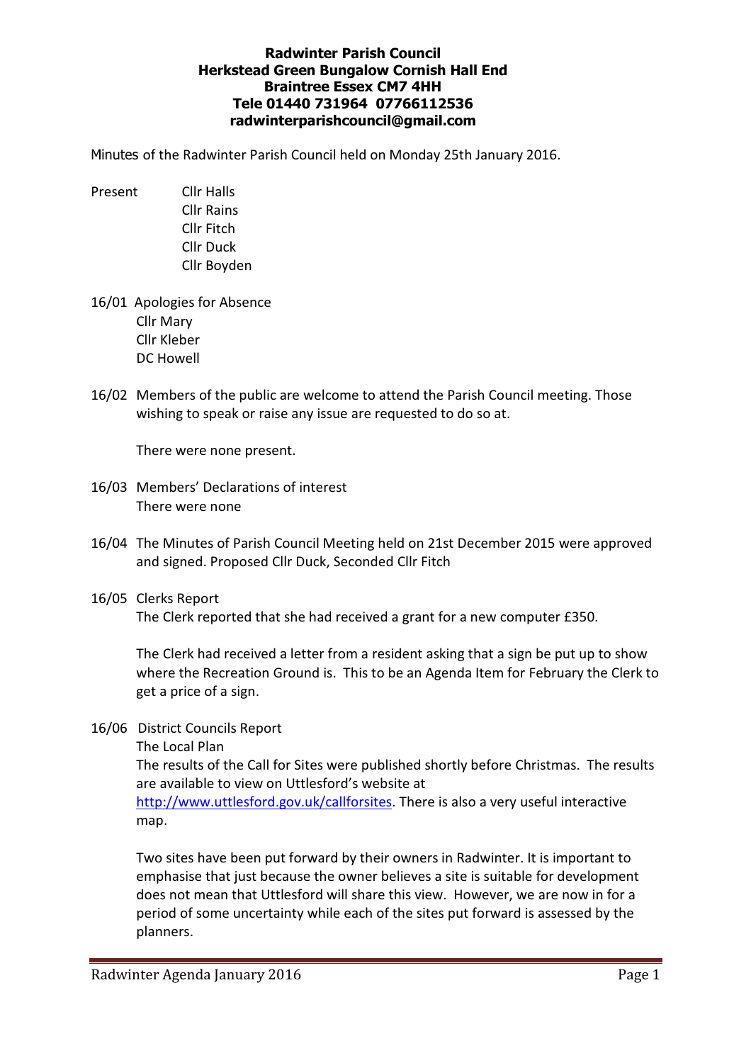**Radwinter Parish Council**
**Herkstead Green Bungalow Cornish Hall End**
**Braintree Essex CM7 4HH**
**Tele 01440 731964 07766112536**
**radwinterparishcouncil@gmail.com**

Minutes of the Radwinter Parish Council held on Monday 25th January 2016.

Present
- Cllr Halls
- Cllr Rains
- Cllr Fitch
- Cllr Duck
- Cllr Boyden

16/01 Apologies for Absence
- Cllr Mary
- Cllr Kleber
- DC Howell

16/02 Members of the public are welcome to attend the Parish Council meeting. Those wishing to speak or raise any issue are requested to do so at.

There were none present.

16/03 Members' Declarations of interest
There were none

16/04 The Minutes of Parish Council Meeting held on 21st December 2015 were approved and signed. Proposed Cllr Duck, Seconded Cllr Fitch

16/05 Clerks Report
The Clerk reported that she had received a grant for a new computer £350.

The Clerk had received a letter from a resident asking that a sign be put up to show where the Recreation Ground is. This to be an Agenda Item for February the Clerk to get a price of a sign.

16/06 District Councils Report
The Local Plan
The results of the Call for Sites were published shortly before Christmas. The results are available to view on Uttlesford's website at http://www.uttlesford.gov.uk/callforsites. There is also a very useful interactive map.

Two sites have been put forward by their owners in Radwinter. It is important to emphasise that just because the owner believes a site is suitable for development does not mean that Uttlesford will share this view. However, we are now in for a period of some uncertainty while each of the sites put forward is assessed by the planners.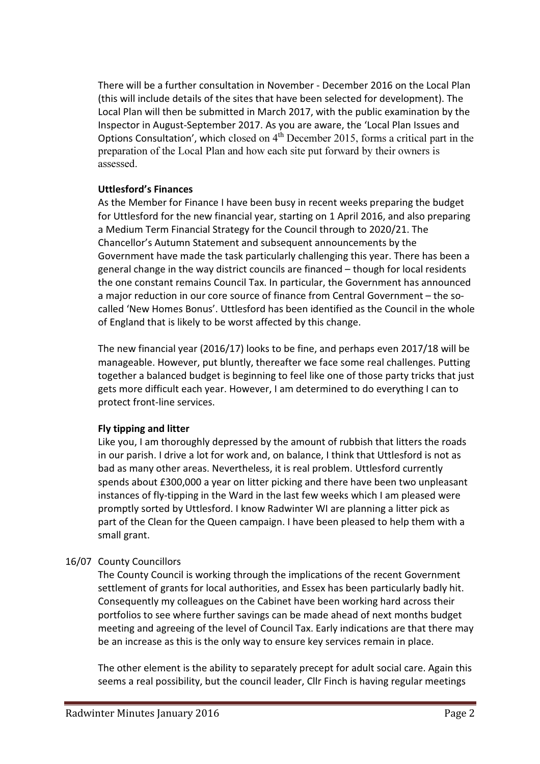There will be a further consultation in November - December 2016 on the Local Plan (this will include details of the sites that have been selected for development). The Local Plan will then be submitted in March 2017, with the public examination by the Inspector in August-September 2017. As you are aware, the 'Local Plan Issues and Options Consultation', which closed on 4th December 2015, forms a critical part in the preparation of the Local Plan and how each site put forward by their owners is assessed.

**Uttlesford's Finances**

As the Member for Finance I have been busy in recent weeks preparing the budget for Uttlesford for the new financial year, starting on 1 April 2016, and also preparing a Medium Term Financial Strategy for the Council through to 2020/21. The Chancellor's Autumn Statement and subsequent announcements by the Government have made the task particularly challenging this year. There has been a general change in the way district councils are financed – though for local residents the one constant remains Council Tax. In particular, the Government has announced a major reduction in our core source of finance from Central Government – the so-called 'New Homes Bonus'. Uttlesford has been identified as the Council in the whole of England that is likely to be worst affected by this change.

The new financial year (2016/17) looks to be fine, and perhaps even 2017/18 will be manageable. However, put bluntly, thereafter we face some real challenges. Putting together a balanced budget is beginning to feel like one of those party tricks that just gets more difficult each year. However, I am determined to do everything I can to protect front-line services.

**Fly tipping and litter**

Like you, I am thoroughly depressed by the amount of rubbish that litters the roads in our parish. I drive a lot for work and, on balance, I think that Uttlesford is not as bad as many other areas. Nevertheless, it is real problem. Uttlesford currently spends about £300,000 a year on litter picking and there have been two unpleasant instances of fly-tipping in the Ward in the last few weeks which I am pleased were promptly sorted by Uttlesford. I know Radwinter WI are planning a litter pick as part of the Clean for the Queen campaign. I have been pleased to help them with a small grant.

16/07 County Councillors

The County Council is working through the implications of the recent Government settlement of grants for local authorities, and Essex has been particularly badly hit. Consequently my colleagues on the Cabinet have been working hard across their portfolios to see where further savings can be made ahead of next months budget meeting and agreeing of the level of Council Tax. Early indications are that there may be an increase as this is the only way to ensure key services remain in place.

The other element is the ability to separately precept for adult social care. Again this seems a real possibility, but the council leader, Cllr Finch is having regular meetings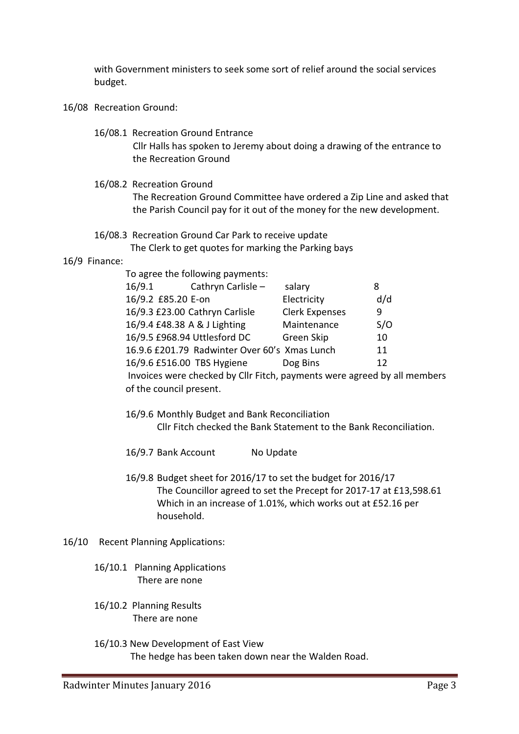with Government ministers to seek some sort of relief around the social services budget.

16/08 Recreation Ground:

16/08.1 Recreation Ground Entrance
Cllr Halls has spoken to Jeremy about doing a drawing of the entrance to the Recreation Ground

16/08.2 Recreation Ground
The Recreation Ground Committee have ordered a Zip Line and asked that the Parish Council pay for it out of the money for the new development.

16/08.3 Recreation Ground Car Park to receive update
The Clerk to get quotes for marking the Parking bays

16/9 Finance:

To agree the following payments:

| | | | |
|---|---|---|---|
| 16/9.1 | Cathryn Carlisle – | salary | 8 |
| 16/9.2 | £85.20 E-on | Electricity | d/d |
| 16/9.3 | £23.00 Cathryn Carlisle | Clerk Expenses | 9 |
| 16/9.4 | £48.38 A & J Lighting | Maintenance | S/O |
| 16/9.5 | £968.94 Uttlesford DC | Green Skip | 10 |
| 16.9.6 | £201.79 Radwinter Over 60's | Xmas Lunch | 11 |
| 16/9.6 | £516.00 TBS Hygiene | Dog Bins | 12 |

Invoices were checked by Cllr Fitch, payments were agreed by all members of the council present.

16/9.6 Monthly Budget and Bank Reconciliation
Cllr Fitch checked the Bank Statement to the Bank Reconciliation.

16/9.7 Bank Account No Update

16/9.8 Budget sheet for 2016/17 to set the budget for 2016/17
The Councillor agreed to set the Precept for 2017-17 at £13,598.61 Which in an increase of 1.01%, which works out at £52.16 per household.

16/10 Recent Planning Applications:

16/10.1 Planning Applications
There are none

16/10.2 Planning Results
There are none

16/10.3 New Development of East View
The hedge has been taken down near the Walden Road.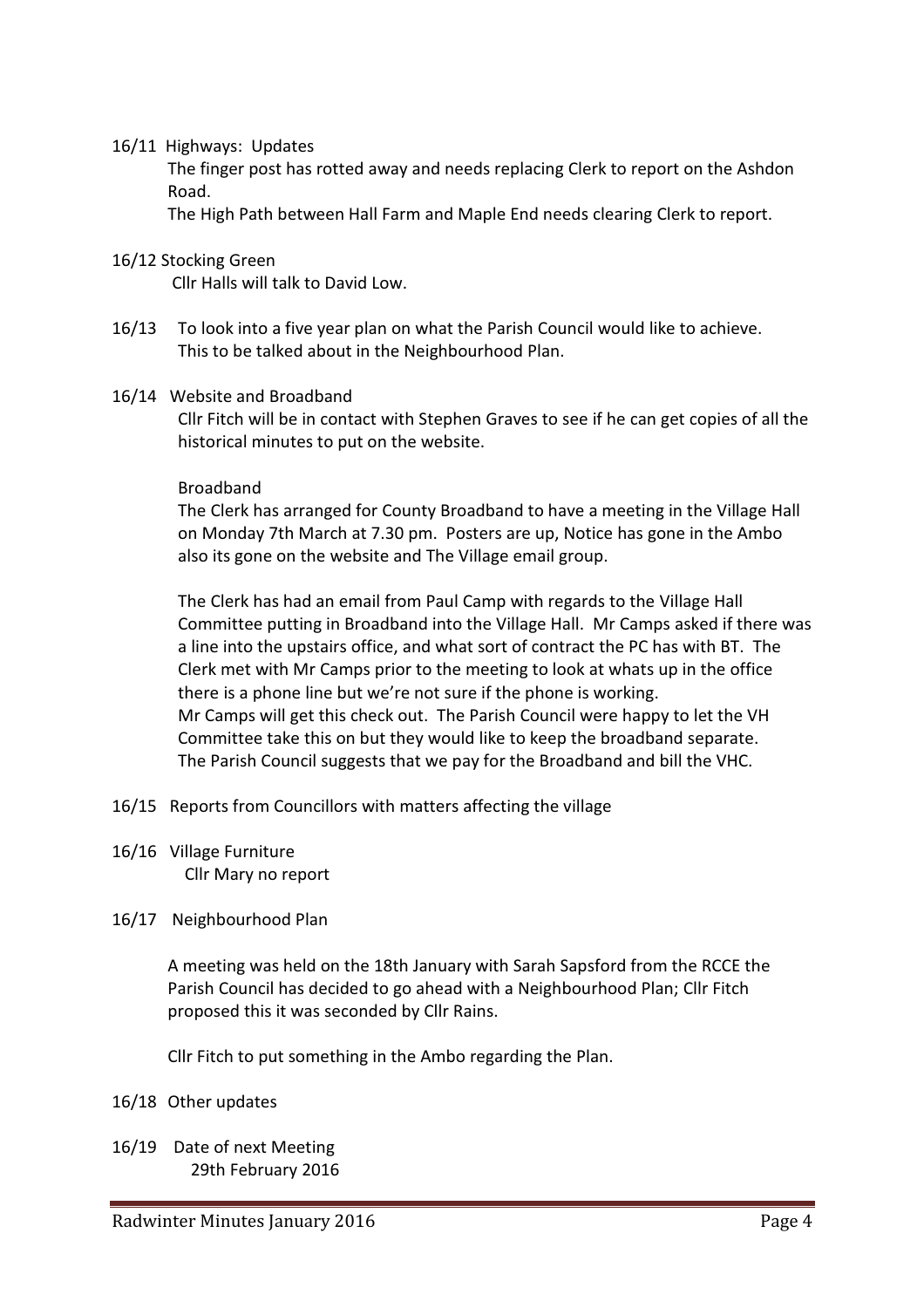16/11 Highways: Updates

The finger post has rotted away and needs replacing Clerk to report on the Ashdon Road.

The High Path between Hall Farm and Maple End needs clearing Clerk to report.

16/12 Stocking Green

Cllr Halls will talk to David Low.

16/13 To look into a five year plan on what the Parish Council would like to achieve. This to be talked about in the Neighbourhood Plan.

16/14 Website and Broadband

Cllr Fitch will be in contact with Stephen Graves to see if he can get copies of all the historical minutes to put on the website.

Broadband

The Clerk has arranged for County Broadband to have a meeting in the Village Hall on Monday 7th March at 7.30 pm. Posters are up, Notice has gone in the Ambo also its gone on the website and The Village email group.

The Clerk has had an email from Paul Camp with regards to the Village Hall Committee putting in Broadband into the Village Hall. Mr Camps asked if there was a line into the upstairs office, and what sort of contract the PC has with BT. The Clerk met with Mr Camps prior to the meeting to look at whats up in the office there is a phone line but we're not sure if the phone is working.
Mr Camps will get this check out. The Parish Council were happy to let the VH Committee take this on but they would like to keep the broadband separate.
The Parish Council suggests that we pay for the Broadband and bill the VHC.

16/15 Reports from Councillors with matters affecting the village

16/16 Village Furniture

Cllr Mary no report

16/17 Neighbourhood Plan

A meeting was held on the 18th January with Sarah Sapsford from the RCCE the Parish Council has decided to go ahead with a Neighbourhood Plan; Cllr Fitch proposed this it was seconded by Cllr Rains.

Cllr Fitch to put something in the Ambo regarding the Plan.

16/18 Other updates

16/19 Date of next Meeting

29th February 2016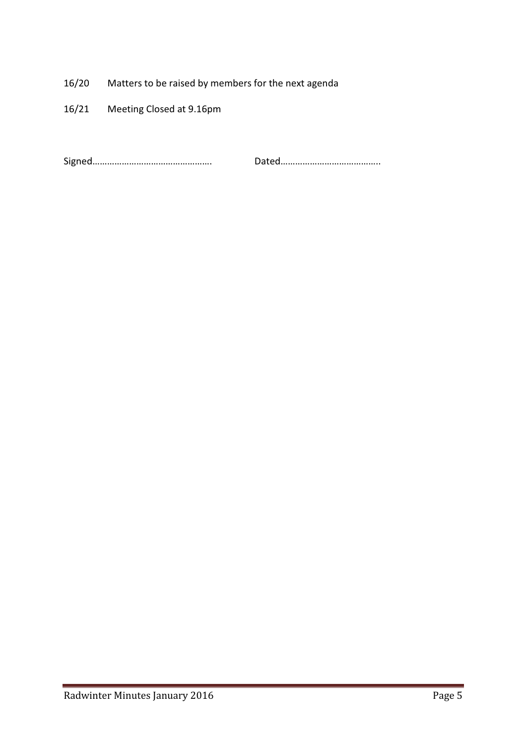16/20 Matters to be raised by members for the next agenda

16/21 Meeting Closed at 9.16pm

Signed…………………………………………. Dated…………………………………..